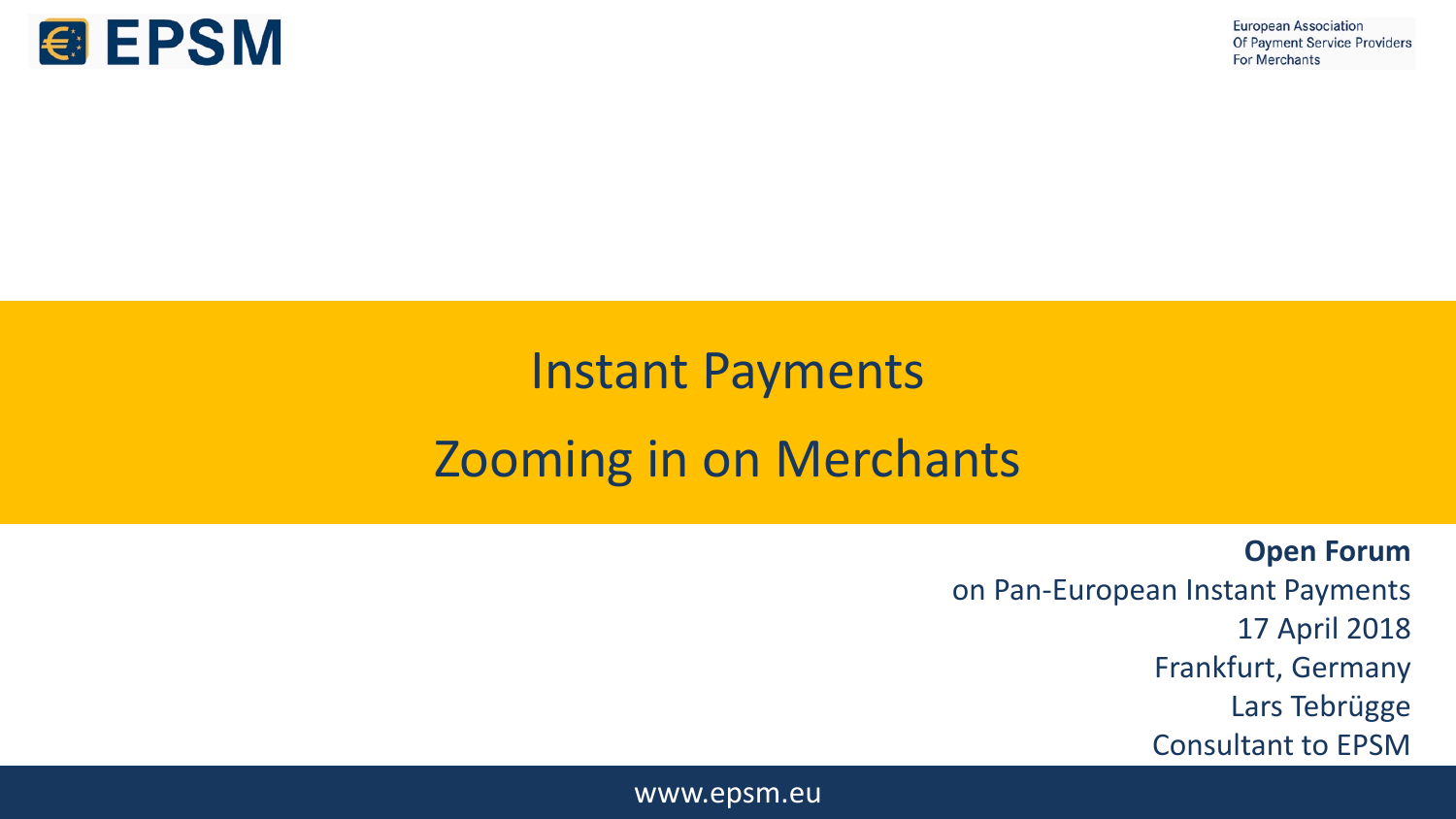EPSM

European Association Of Payment Service Providers For Merchants

# Instant Payments

## Zooming in on Merchants

**Open Forum**
on Pan-European Instant Payments
17 April 2018
Frankfurt, Germany
Lars Tebrügge
Consultant to EPSM

www.epsm.eu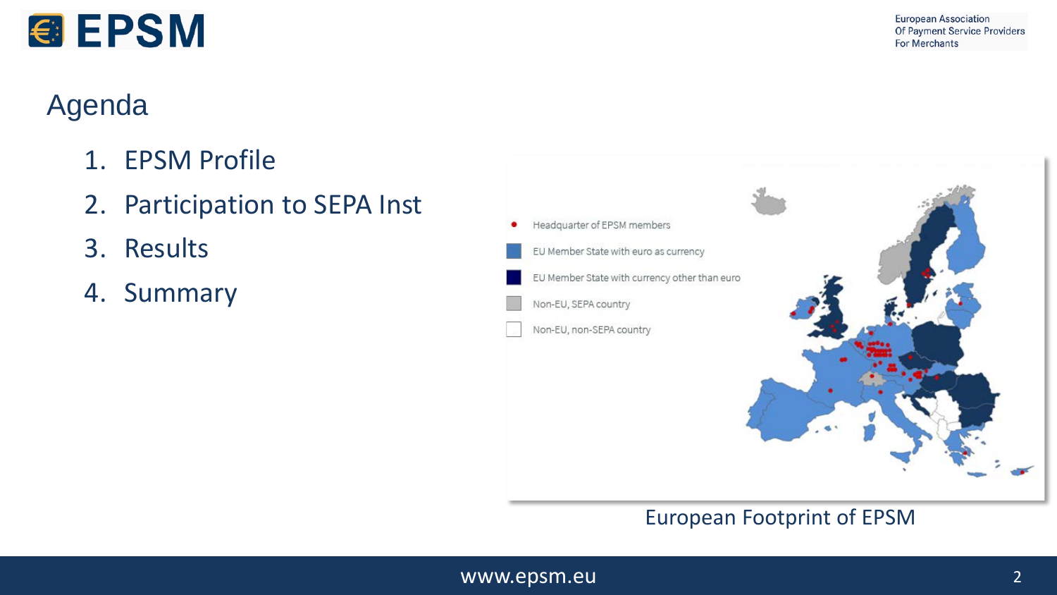# Agenda

1. EPSM Profile
2. Participation to SEPA Inst
3. Results
4. Summary

- Headquarter of EPSM members
- EU Member State with euro as currency
- EU Member State with currency other than euro
- Non-EU, SEPA country
- Non-EU, non-SEPA country

European Footprint of EPSM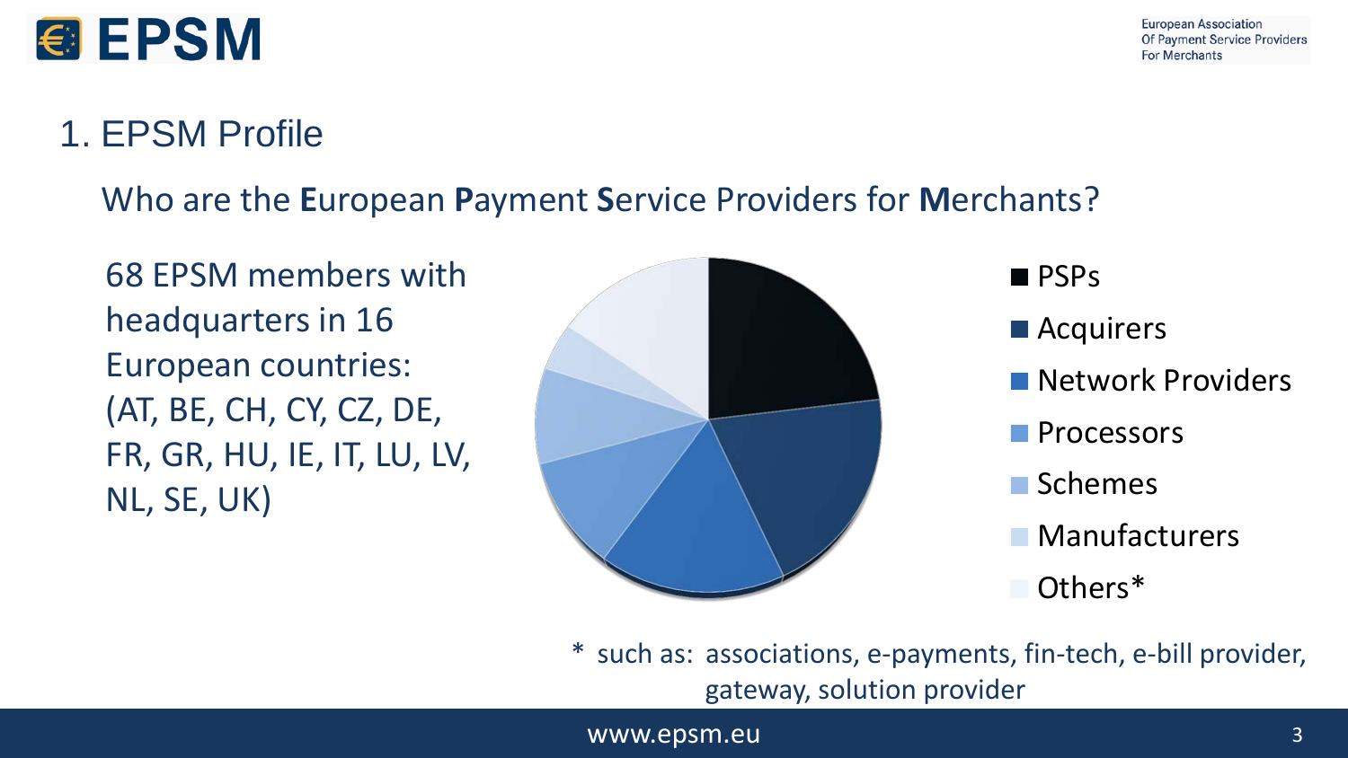# 1. EPSM Profile

Who are the **E**uropean **P**ayment **S**ervice Providers for **M**erchants?

68 EPSM members with headquarters in 16 European countries: (AT, BE, CH, CY, CZ, DE, FR, GR, HU, IE, IT, LU, LV, NL, SE, UK)

- PSPs
- Acquirers
- Network Providers
- Processors
- Schemes
- Manufacturers
- Others*

\* such as: associations, e-payments, fin-tech, e-bill provider, gateway, solution provider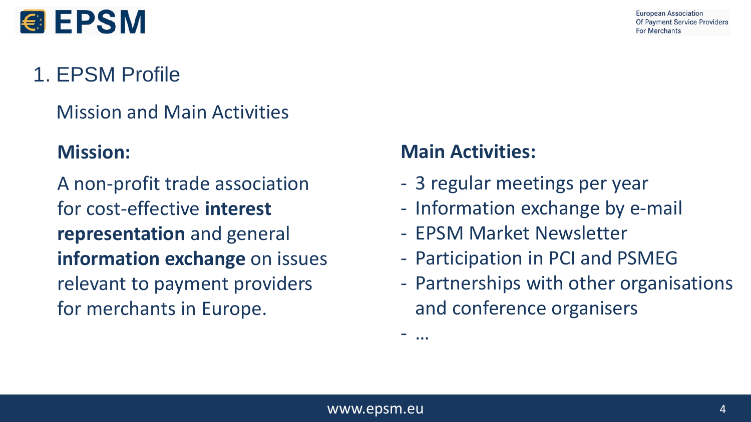# 1. EPSM Profile

## Mission and Main Activities

### Mission:

A non-profit trade association for cost-effective **interest representation** and general **information exchange** on issues relevant to payment providers for merchants in Europe.

### Main Activities:

- 3 regular meetings per year
- Information exchange by e-mail
- EPSM Market Newsletter
- Participation in PCI and PSMEG
- Partnerships with other organisations and conference organisers
- …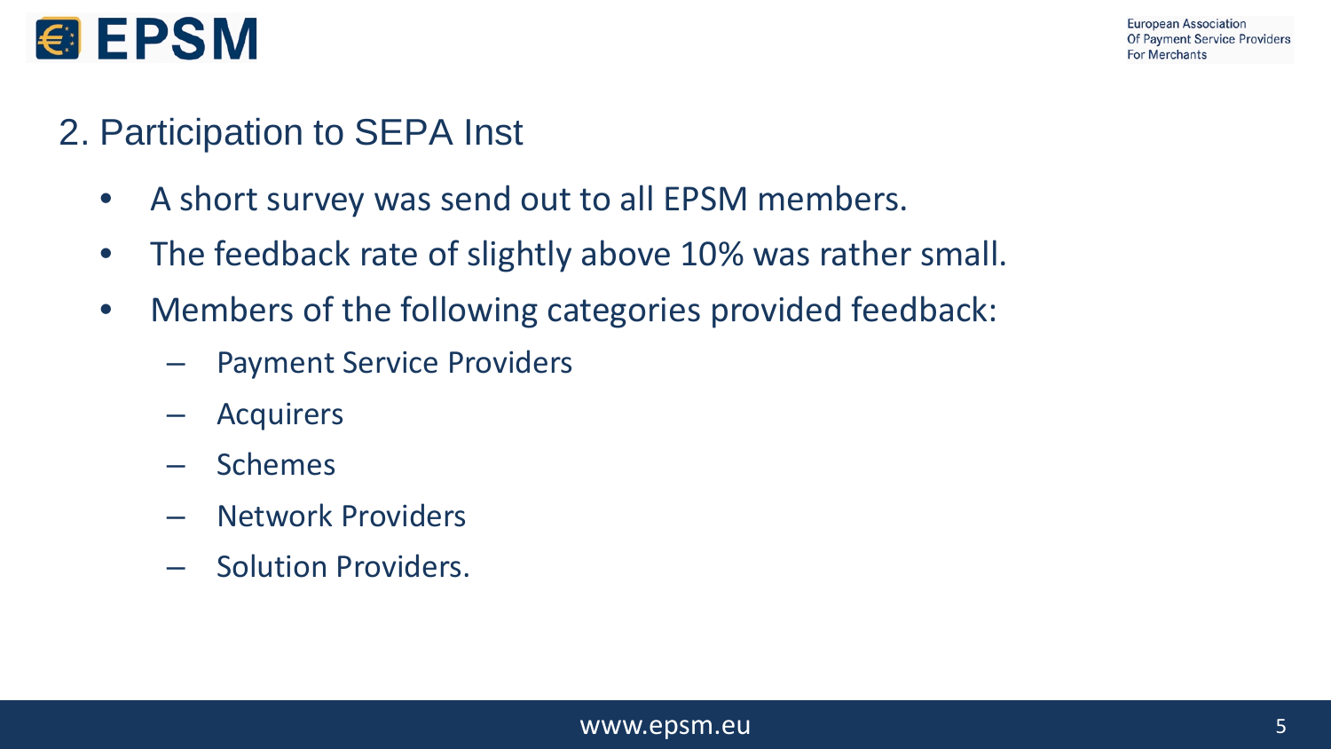## 2. Participation to SEPA Inst

- A short survey was send out to all EPSM members.
- The feedback rate of slightly above 10% was rather small.
- Members of the following categories provided feedback:
  - Payment Service Providers
  - Acquirers
  - Schemes
  - Network Providers
  - Solution Providers.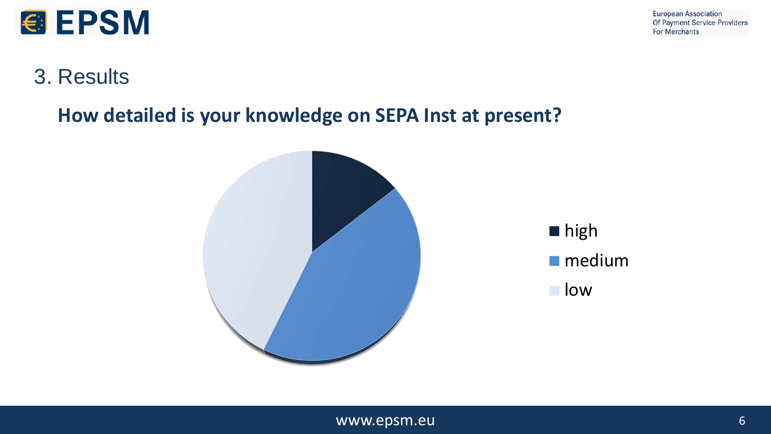## 3. Results

### How detailed is your knowledge on SEPA Inst at present?

- high
- medium
- low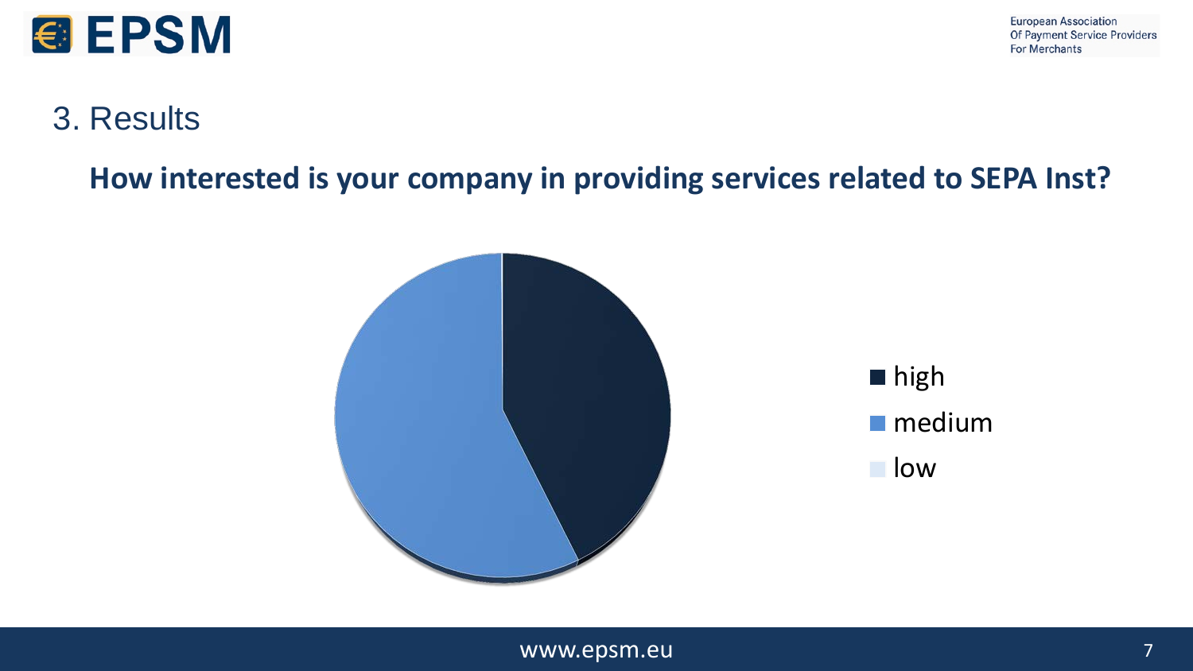## 3. Results

**How interested is your company in providing services related to SEPA Inst?**

- high
- medium
- low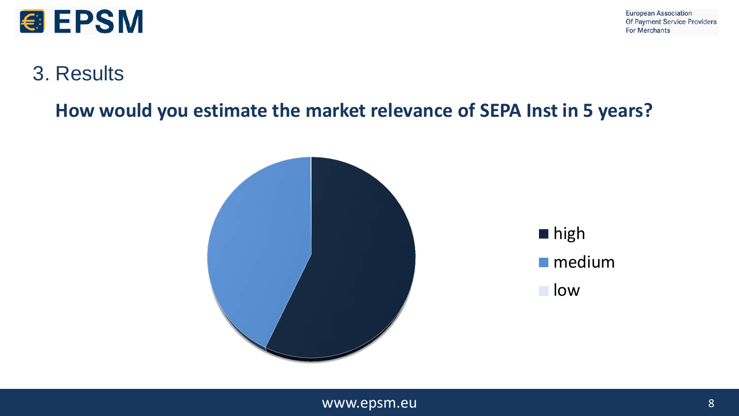## 3. Results

### How would you estimate the market relevance of SEPA Inst in 5 years?

- high
- medium
- low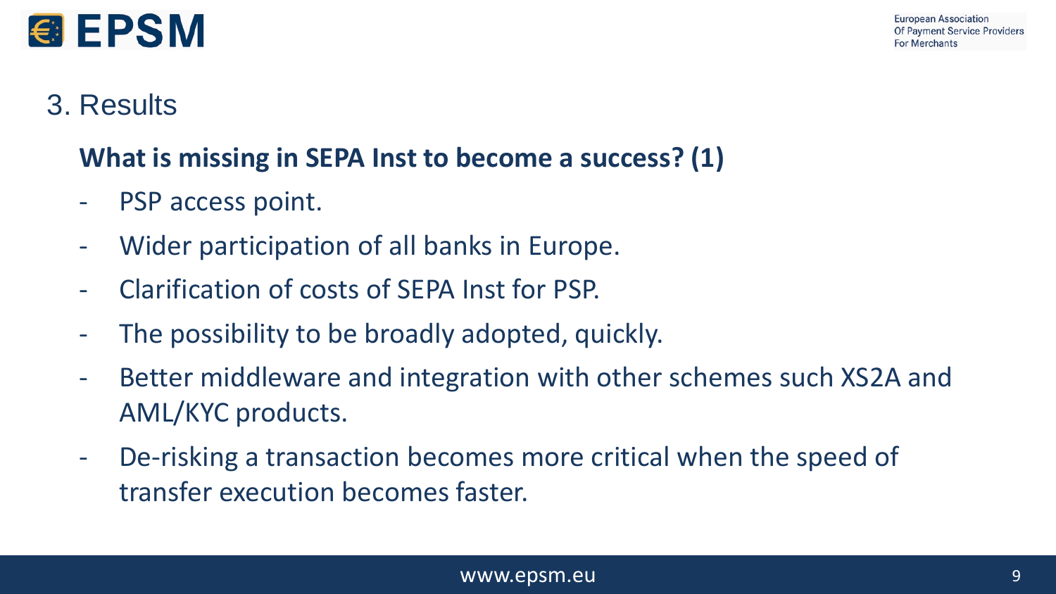## 3. Results

### What is missing in SEPA Inst to become a success? (1)

- PSP access point.
- Wider participation of all banks in Europe.
- Clarification of costs of SEPA Inst for PSP.
- The possibility to be broadly adopted, quickly.
- Better middleware and integration with other schemes such XS2A and AML/KYC products.
- De-risking a transaction becomes more critical when the speed of transfer execution becomes faster.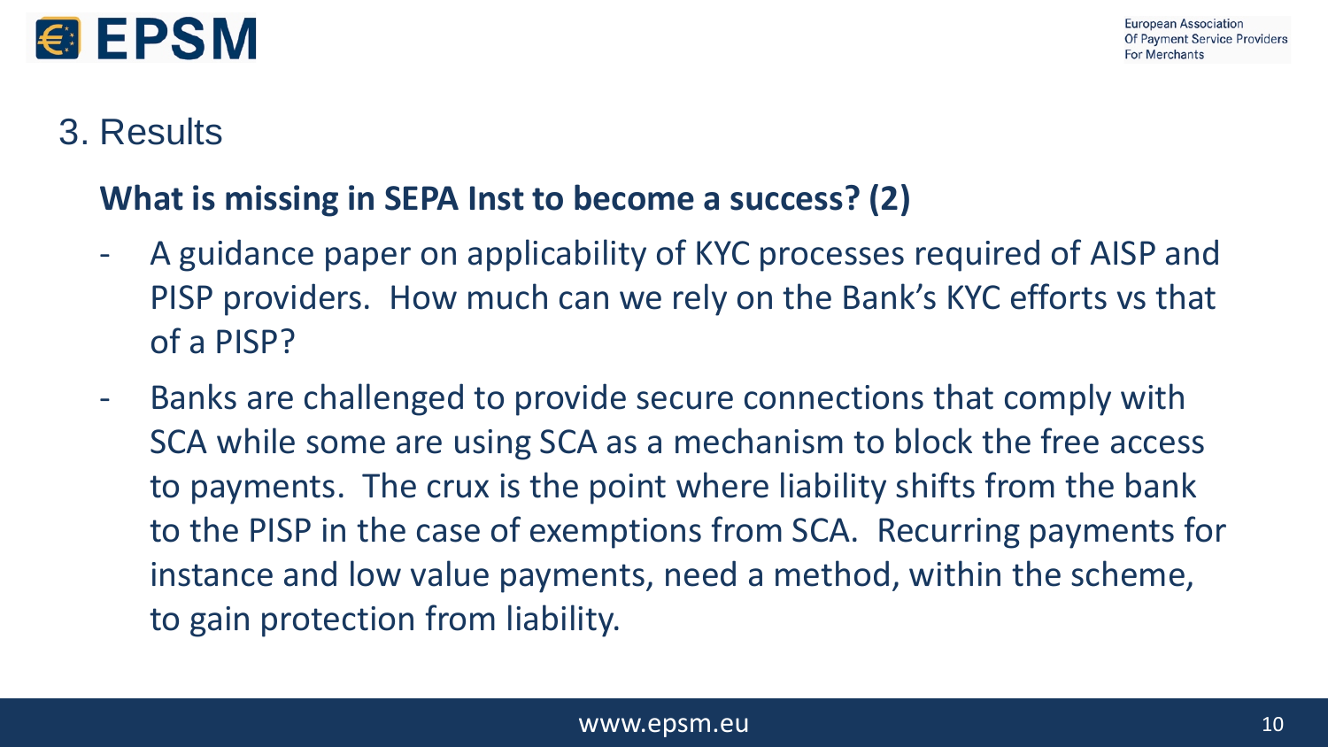## 3. Results

### What is missing in SEPA Inst to become a success? (2)

- A guidance paper on applicability of KYC processes required of AISP and PISP providers. How much can we rely on the Bank's KYC efforts vs that of a PISP?
- Banks are challenged to provide secure connections that comply with SCA while some are using SCA as a mechanism to block the free access to payments. The crux is the point where liability shifts from the bank to the PISP in the case of exemptions from SCA. Recurring payments for instance and low value payments, need a method, within the scheme, to gain protection from liability.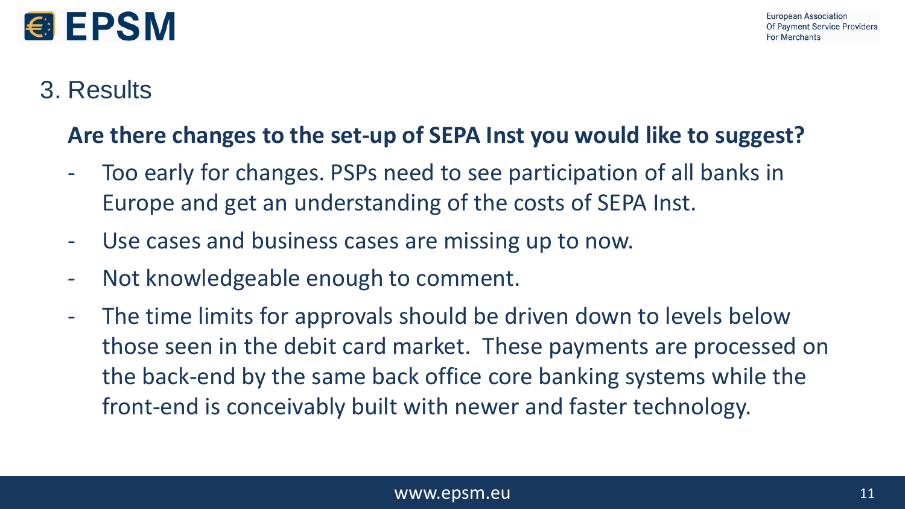## 3. Results

**Are there changes to the set-up of SEPA Inst you would like to suggest?**

- Too early for changes. PSPs need to see participation of all banks in Europe and get an understanding of the costs of SEPA Inst.
- Use cases and business cases are missing up to now.
- Not knowledgeable enough to comment.
- The time limits for approvals should be driven down to levels below those seen in the debit card market. These payments are processed on the back-end by the same back office core banking systems while the front-end is conceivably built with newer and faster technology.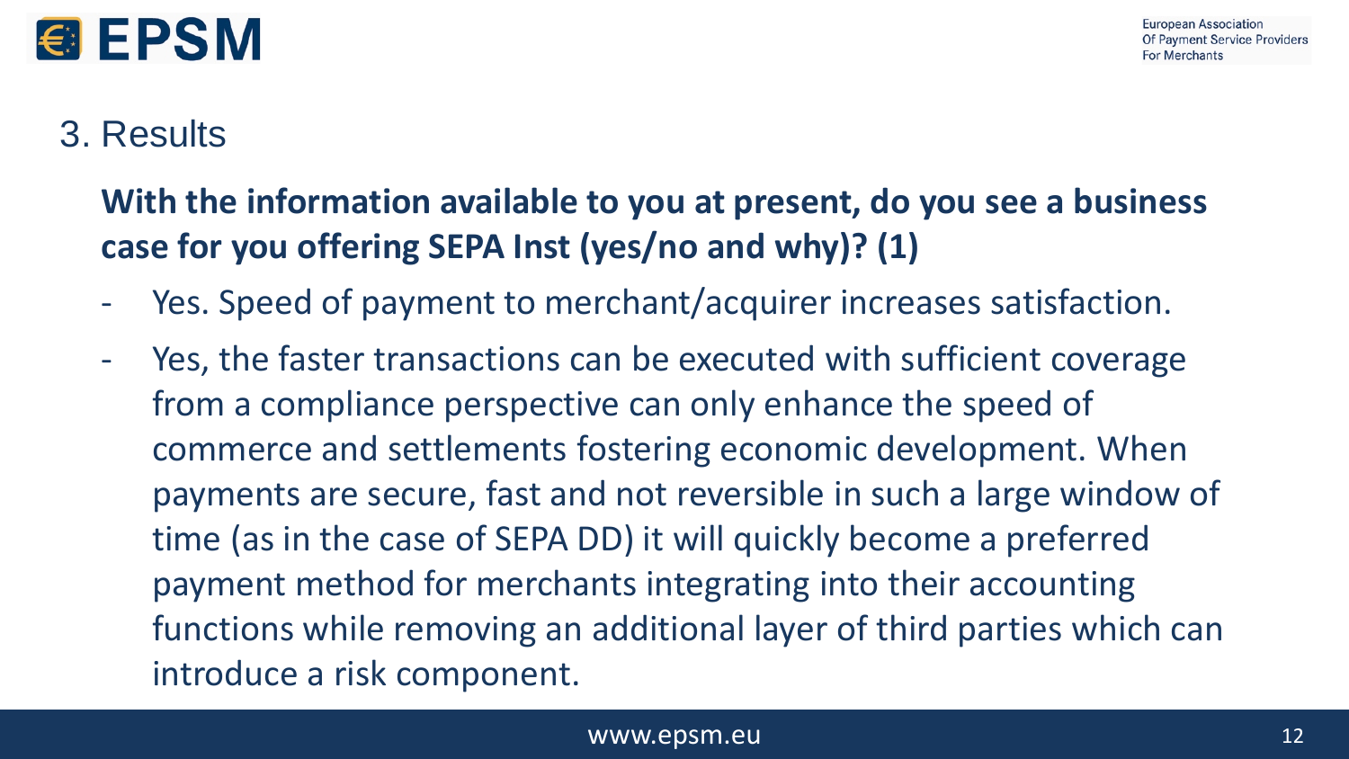## 3. Results

**With the information available to you at present, do you see a business case for you offering SEPA Inst (yes/no and why)? (1)**

- Yes. Speed of payment to merchant/acquirer increases satisfaction.
- Yes, the faster transactions can be executed with sufficient coverage from a compliance perspective can only enhance the speed of commerce and settlements fostering economic development. When payments are secure, fast and not reversible in such a large window of time (as in the case of SEPA DD) it will quickly become a preferred payment method for merchants integrating into their accounting functions while removing an additional layer of third parties which can introduce a risk component.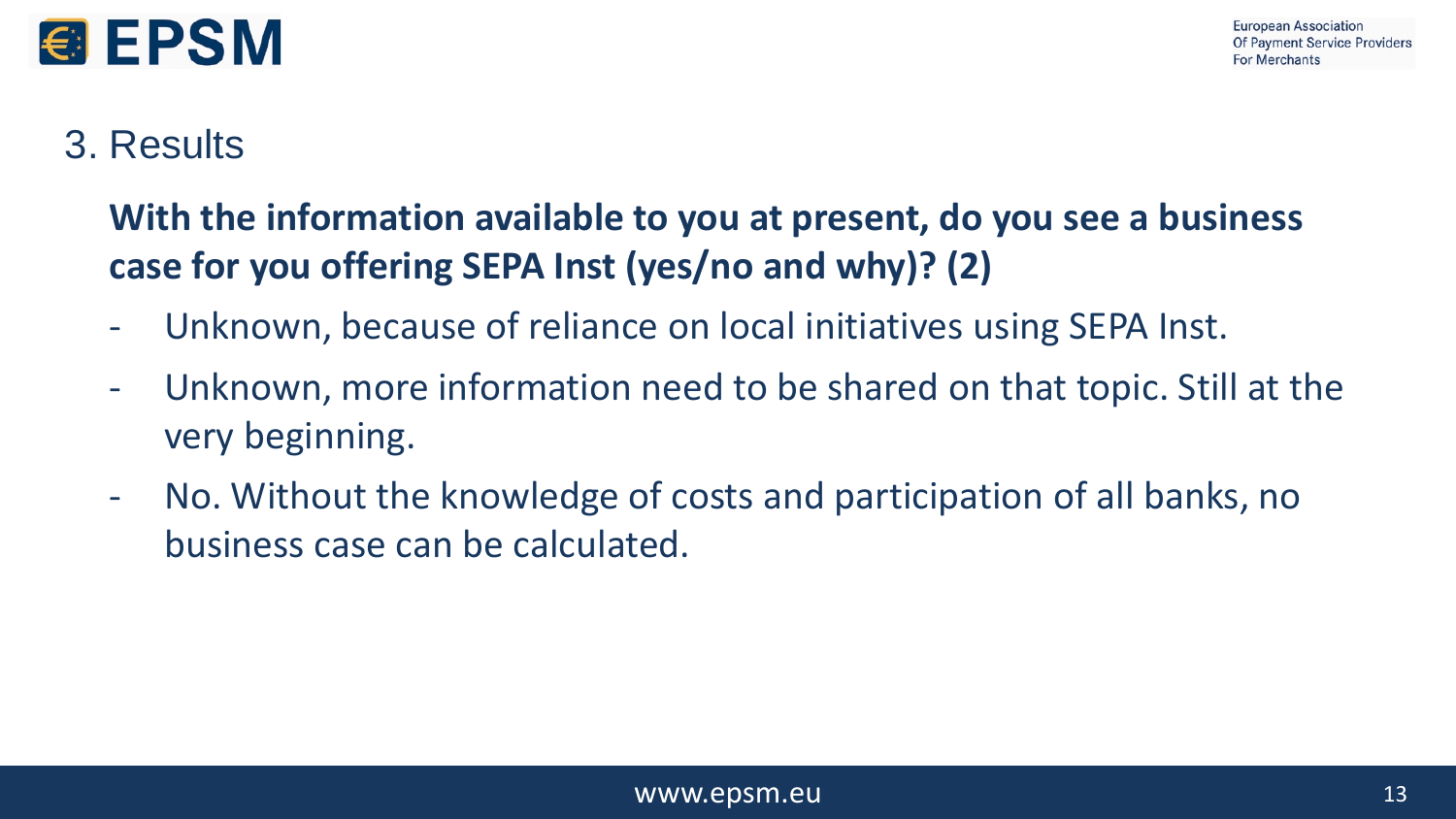## 3. Results

**With the information available to you at present, do you see a business case for you offering SEPA Inst (yes/no and why)? (2)**

- Unknown, because of reliance on local initiatives using SEPA Inst.
- Unknown, more information need to be shared on that topic. Still at the very beginning.
- No. Without the knowledge of costs and participation of all banks, no business case can be calculated.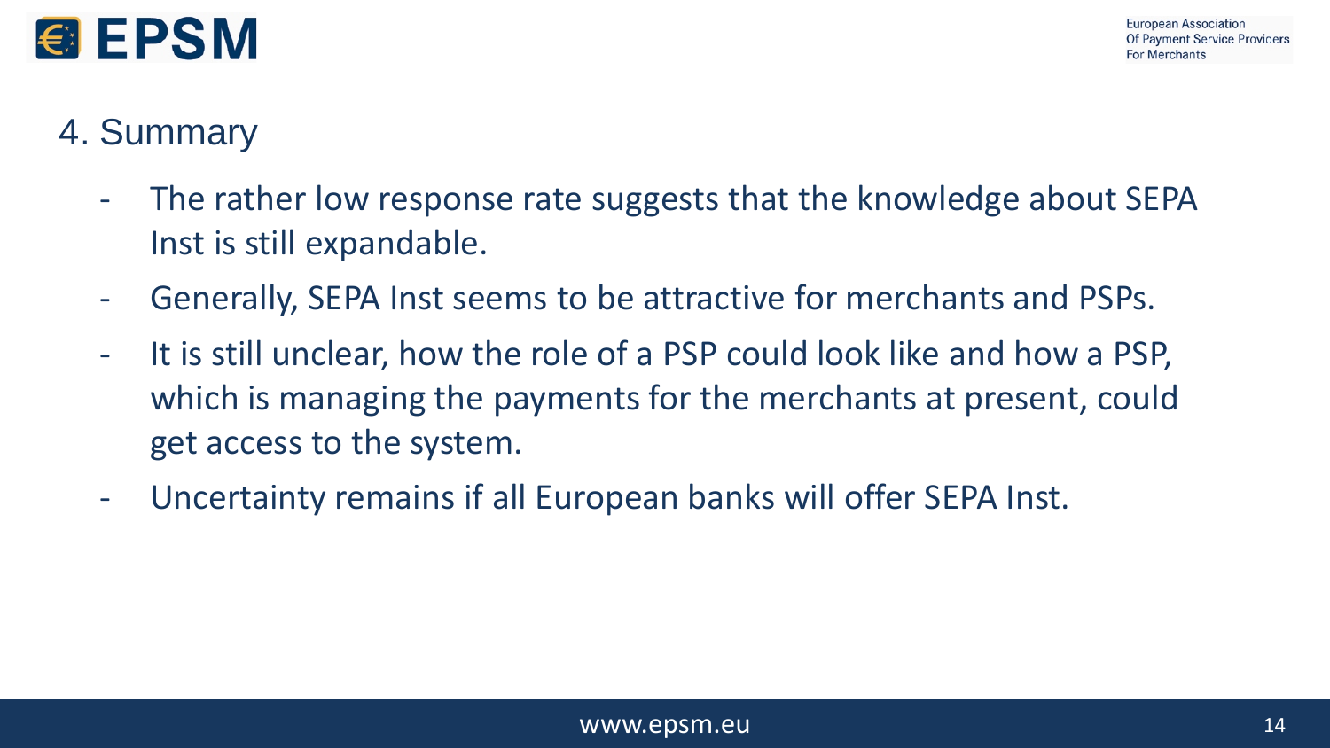## 4. Summary

- The rather low response rate suggests that the knowledge about SEPA Inst is still expandable.
- Generally, SEPA Inst seems to be attractive for merchants and PSPs.
- It is still unclear, how the role of a PSP could look like and how a PSP, which is managing the payments for the merchants at present, could get access to the system.
- Uncertainty remains if all European banks will offer SEPA Inst.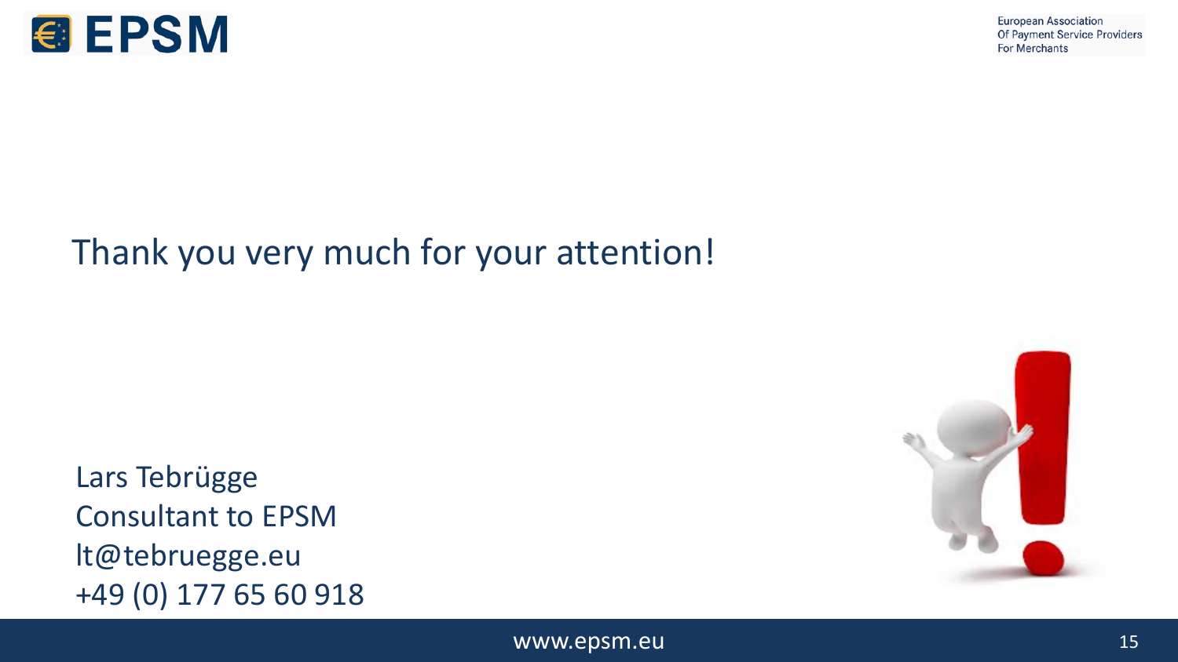Thank you very much for your attention!

Lars Tebrügge
Consultant to EPSM
lt@tebruegge.eu
+49 (0) 177 65 60 918